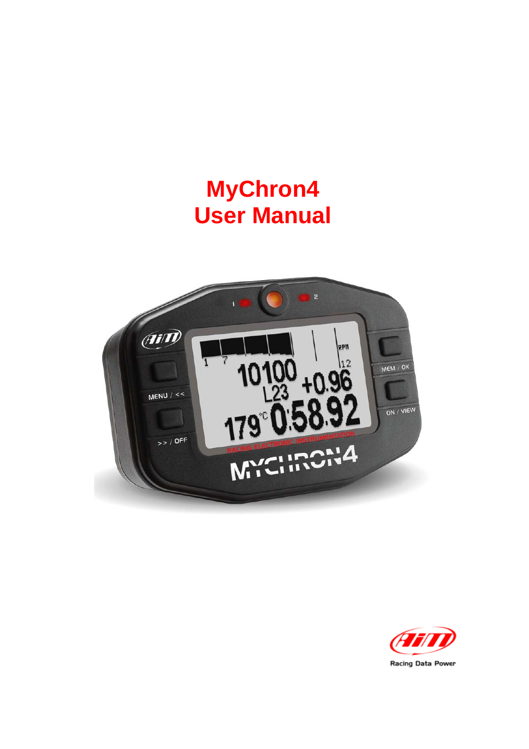# MyChron4 User Manual

Racing Data Power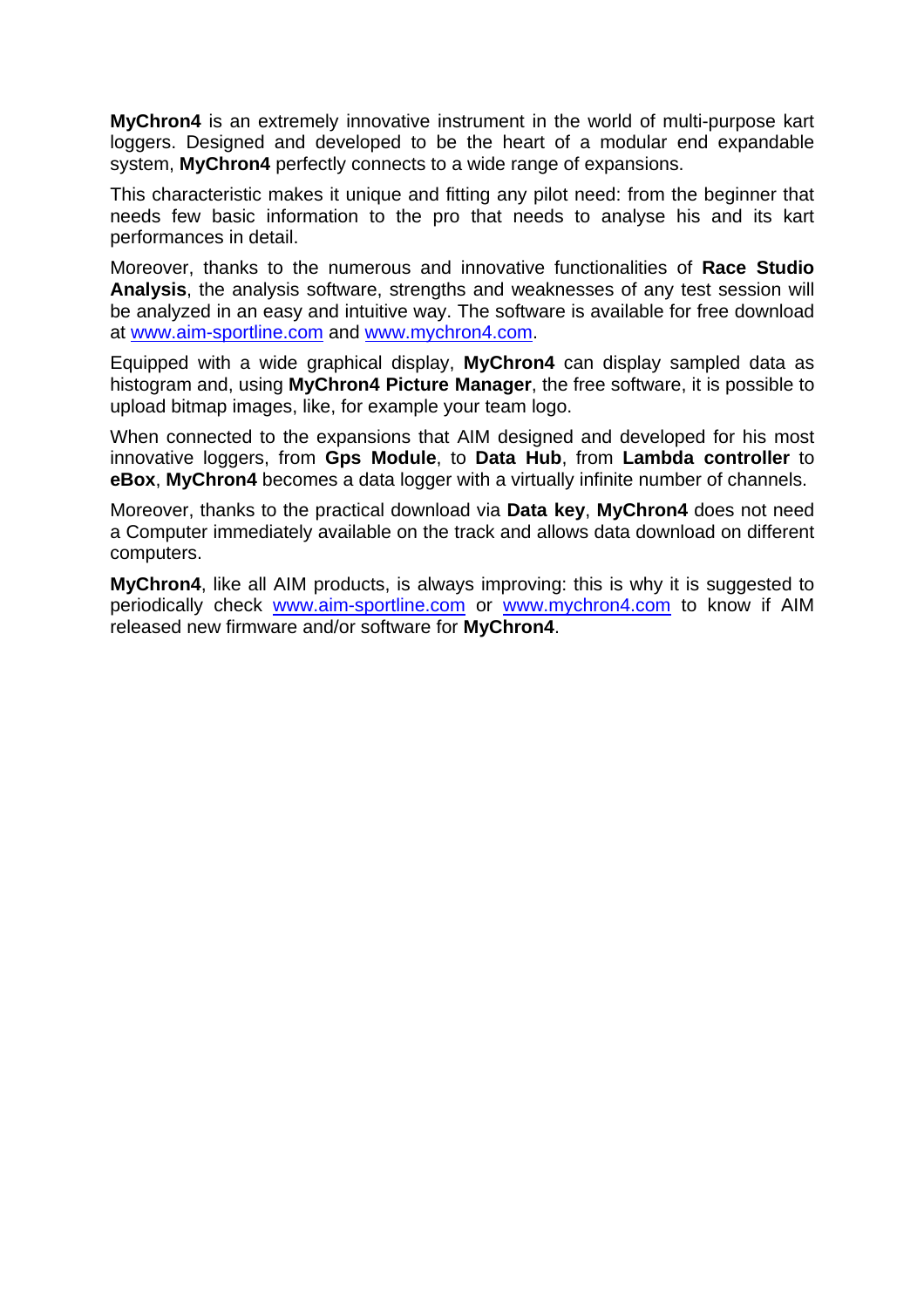**MyChron4** is an extremely innovative instrument in the world of multi-purpose kart loggers. Designed and developed to be the heart of a modular end expandable system, **MyChron4** perfectly connects to a wide range of expansions.

This characteristic makes it unique and fitting any pilot need: from the beginner that needs few basic information to the pro that needs to analyse his and its kart performances in detail.

Moreover, thanks to the numerous and innovative functionalities of **Race Studio Analysis**, the analysis software, strengths and weaknesses of any test session will be analyzed in an easy and intuitive way. The software is available for free download at www.aim-sportline.com and www.mychron4.com.

Equipped with a wide graphical display, **MyChron4** can display sampled data as histogram and, using **MyChron4 Picture Manager**, the free software, it is possible to upload bitmap images, like, for example your team logo.

When connected to the expansions that AIM designed and developed for his most innovative loggers, from **Gps Module**, to **Data Hub**, from **Lambda controller** to **eBox**, **MyChron4** becomes a data logger with a virtually infinite number of channels.

Moreover, thanks to the practical download via **Data key**, **MyChron4** does not need a Computer immediately available on the track and allows data download on different computers.

**MyChron4**, like all AIM products, is always improving: this is why it is suggested to periodically check www.aim-sportline.com or www.mychron4.com to know if AIM released new firmware and/or software for **MyChron4**.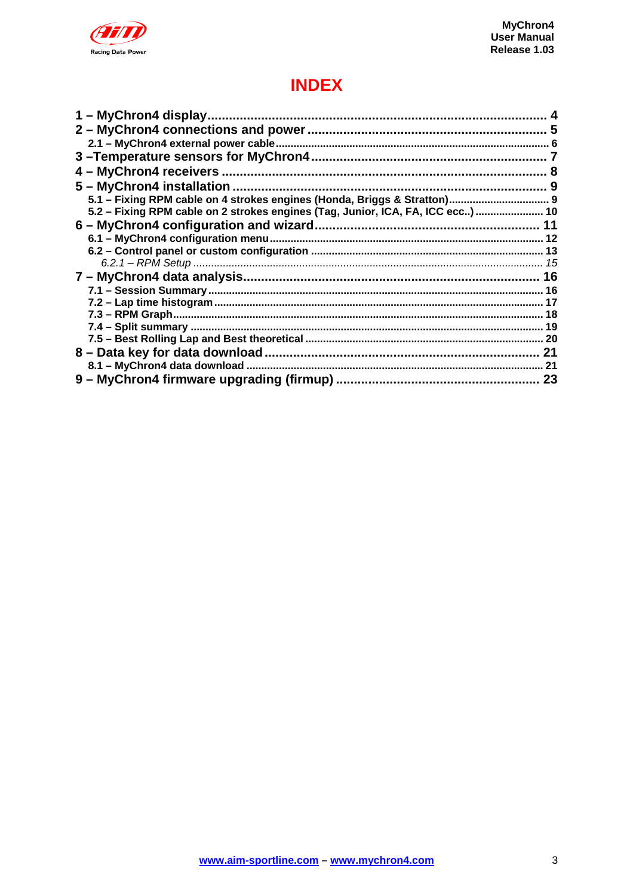# INDEX

**1 – MyChron4 display ......................................................................................... 4**
**2 – MyChron4 connections and power ................................................................. 5**
**2.1 – MyChron4 external power cable ..................................................................... 6**
**3 –Temperature sensors for MyChron4 ................................................................. 7**
**4 – MyChron4 receivers ......................................................................................... 8**
**5 – MyChron4 installation ..................................................................................... 9**
**5.1 – Fixing RPM cable on 4 strokes engines (Honda, Briggs & Stratton) ................................ 9**
**5.2 – Fixing RPM cable on 2 strokes engines (Tag, Junior, ICA, FA, ICC ecc..) ...................... 10**
**6 – MyChron4 configuration and wizard ............................................................ 11**
**6.1 – MyChron4 configuration menu ........................................................................ 12**
**6.2 – Control panel or custom configuration ........................................................ 13**
*6.2.1 – RPM Setup ........................................................................................ 15*
**7 – MyChron4 data analysis ................................................................................ 16**
**7.1 – Session Summary .......................................................................................... 16**
**7.2 – Lap time histogram ....................................................................................... 17**
**7.3 – RPM Graph ..................................................................................................... 18**
**7.4 – Split summary ................................................................................................ 19**
**7.5 – Best Rolling Lap and Best theoretical ........................................................... 20**
**8 – Data key for data download .......................................................................... 21**
**8.1 – MyChron4 data download ............................................................................... 21**
**9 – MyChron4 firmware upgrading (firmup) ....................................................... 23**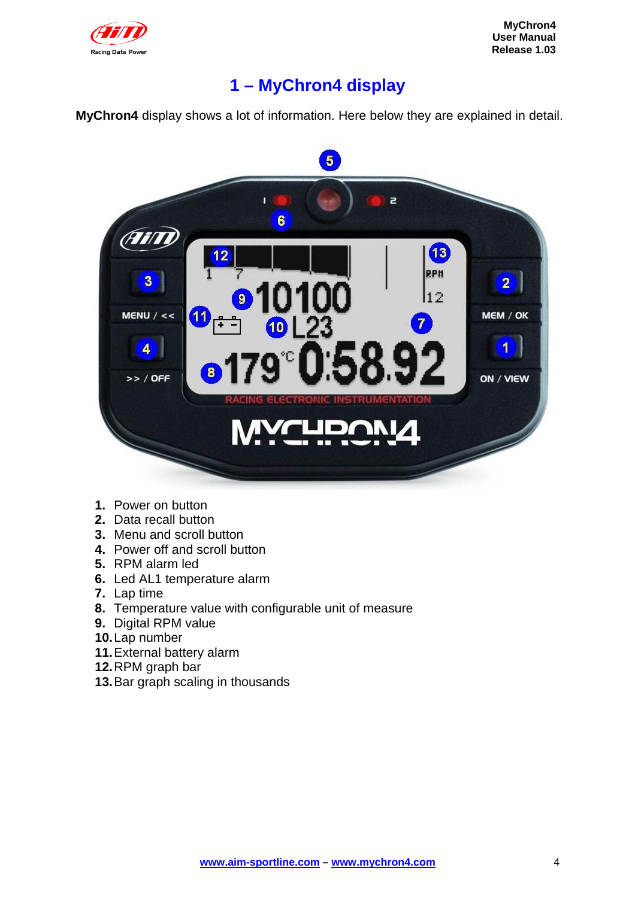# 1 – MyChron4 display

**MyChron4** display shows a lot of information. Here below they are explained in detail.

1. Power on button
2. Data recall button
3. Menu and scroll button
4. Power off and scroll button
5. RPM alarm led
6. Led AL1 temperature alarm
7. Lap time
8. Temperature value with configurable unit of measure
9. Digital RPM value
10. Lap number
11. External battery alarm
12. RPM graph bar
13. Bar graph scaling in thousands

www.aim-sportline.com – www.mychron4.com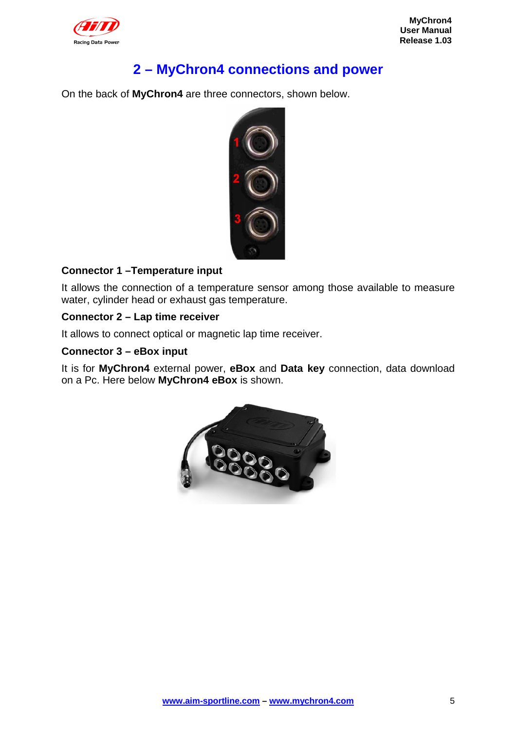# 2 – MyChron4 connections and power

On the back of **MyChron4** are three connectors, shown below.

**Connector 1 –Temperature input**

It allows the connection of a temperature sensor among those available to measure water, cylinder head or exhaust gas temperature.

**Connector 2 – Lap time receiver**

It allows to connect optical or magnetic lap time receiver.

**Connector 3 – eBox input**

It is for **MyChron4** external power, **eBox** and **Data key** connection, data download on a Pc. Here below **MyChron4 eBox** is shown.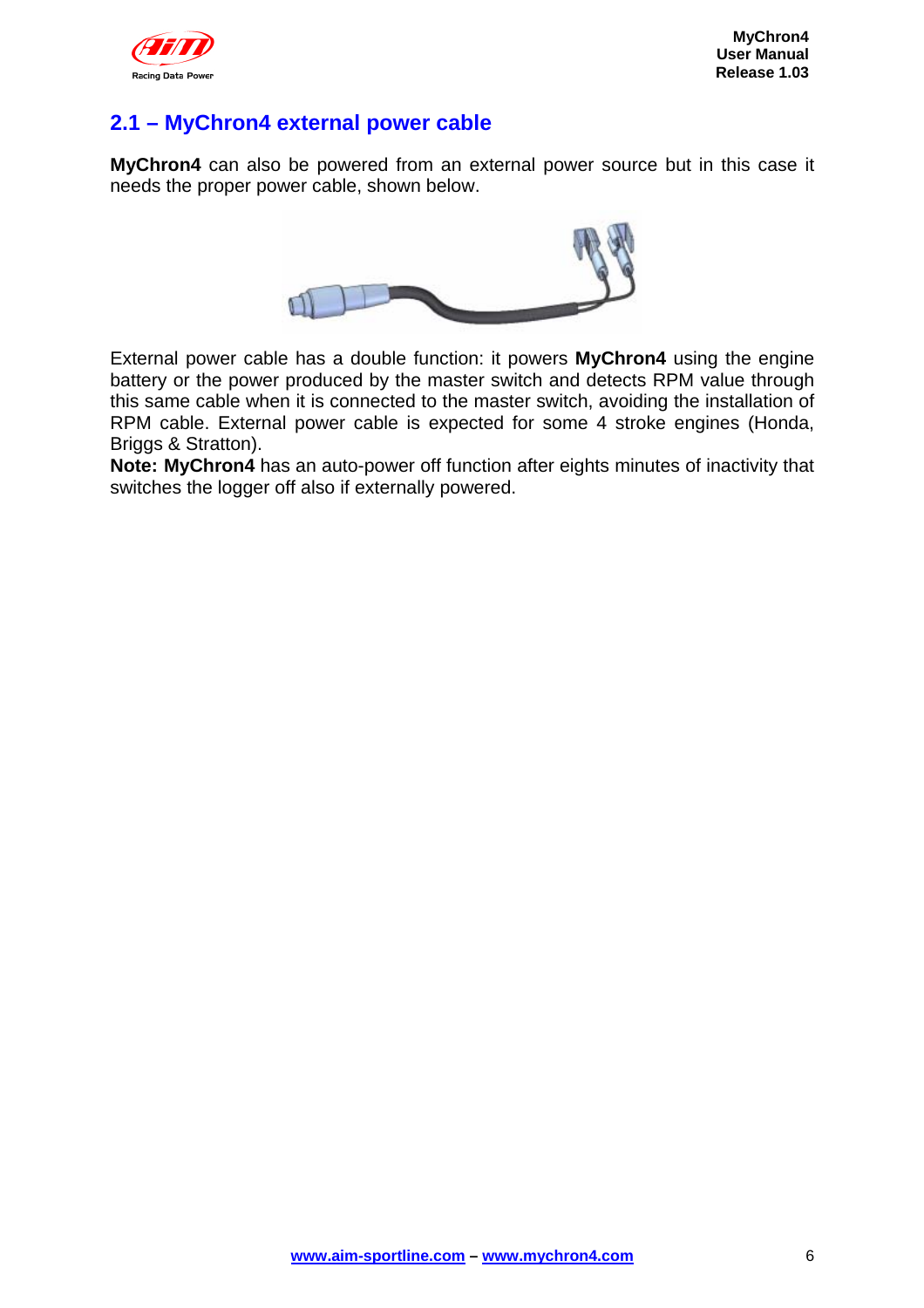## 2.1 – MyChron4 external power cable

**MyChron4** can also be powered from an external power source but in this case it needs the proper power cable, shown below.

External power cable has a double function: it powers **MyChron4** using the engine battery or the power produced by the master switch and detects RPM value through this same cable when it is connected to the master switch, avoiding the installation of RPM cable. External power cable is expected for some 4 stroke engines (Honda, Briggs & Stratton).

**Note: MyChron4** has an auto-power off function after eights minutes of inactivity that switches the logger off also if externally powered.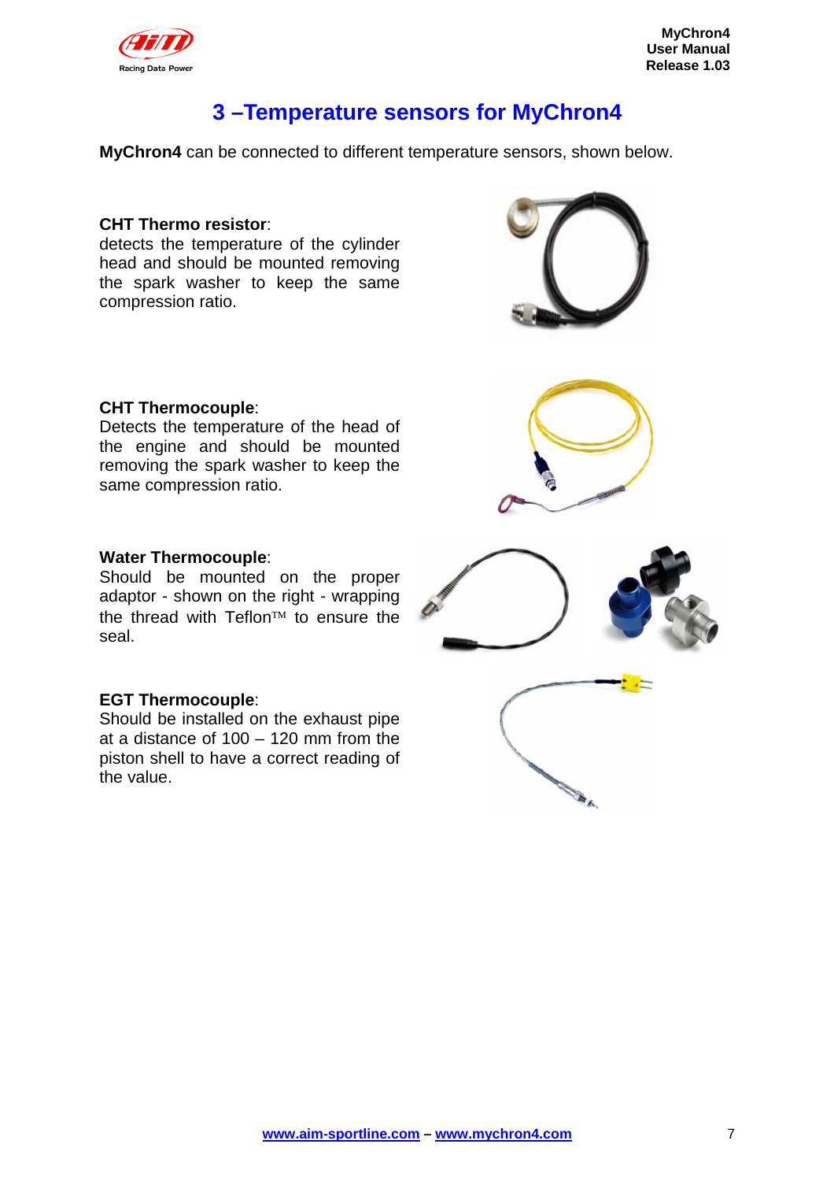# 3 –Temperature sensors for MyChron4

**MyChron4** can be connected to different temperature sensors, shown below.

**CHT Thermo resistor**:
detects the temperature of the cylinder head and should be mounted removing the spark washer to keep the same compression ratio.

**CHT Thermocouple**:
Detects the temperature of the head of the engine and should be mounted removing the spark washer to keep the same compression ratio.

**Water Thermocouple**:
Should be mounted on the proper adaptor - shown on the right - wrapping the thread with Teflon™ to ensure the seal.

**EGT Thermocouple**:
Should be installed on the exhaust pipe at a distance of 100 – 120 mm from the piston shell to have a correct reading of the value.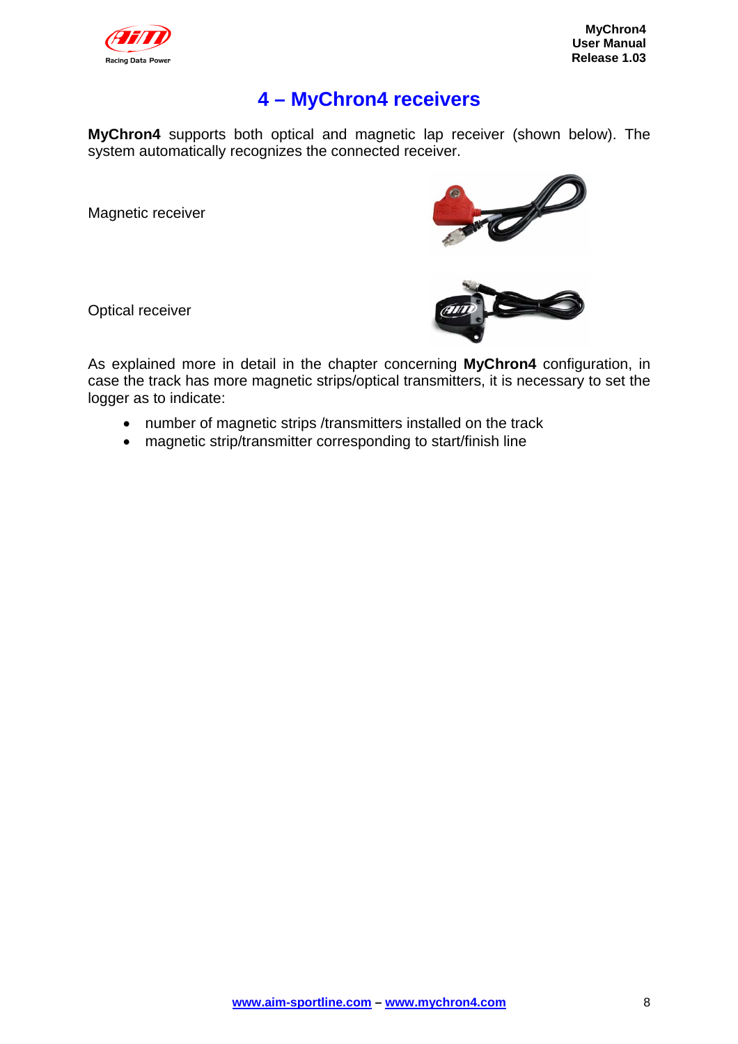# 4 – MyChron4 receivers

**MyChron4** supports both optical and magnetic lap receiver (shown below). The system automatically recognizes the connected receiver.

Magnetic receiver

Optical receiver

As explained more in detail in the chapter concerning **MyChron4** configuration, in case the track has more magnetic strips/optical transmitters, it is necessary to set the logger as to indicate:

- number of magnetic strips /transmitters installed on the track
- magnetic strip/transmitter corresponding to start/finish line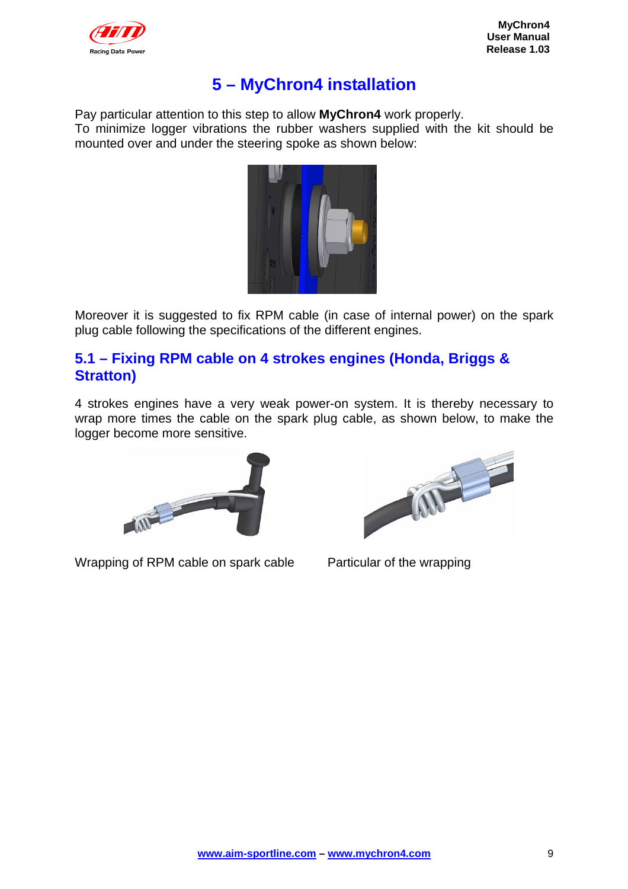# 5 – MyChron4 installation

Pay particular attention to this step to allow **MyChron4** work properly.
To minimize logger vibrations the rubber washers supplied with the kit should be mounted over and under the steering spoke as shown below:

Moreover it is suggested to fix RPM cable (in case of internal power) on the spark plug cable following the specifications of the different engines.

## 5.1 – Fixing RPM cable on 4 strokes engines (Honda, Briggs & Stratton)

4 strokes engines have a very weak power-on system. It is thereby necessary to wrap more times the cable on the spark plug cable, as shown below, to make the logger become more sensitive.

Wrapping of RPM cable on spark cable

Particular of the wrapping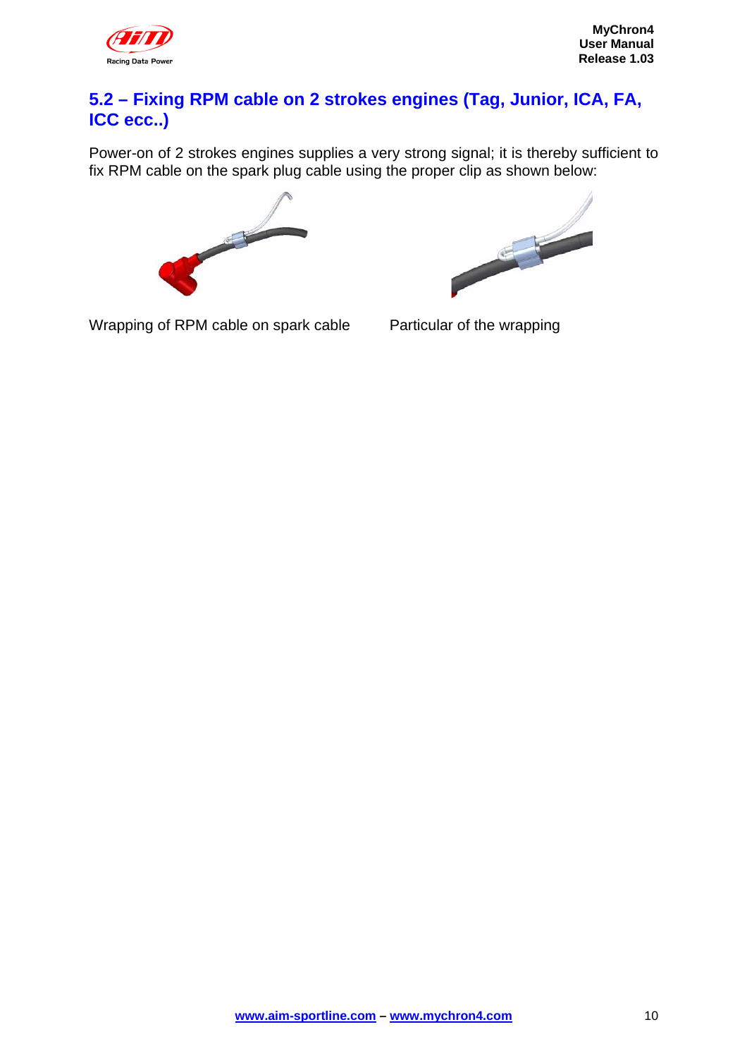## 5.2 – Fixing RPM cable on 2 strokes engines (Tag, Junior, ICA, FA, ICC ecc..)

Power-on of 2 strokes engines supplies a very strong signal; it is thereby sufficient to fix RPM cable on the spark plug cable using the proper clip as shown below:

Wrapping of RPM cable on spark cable

Particular of the wrapping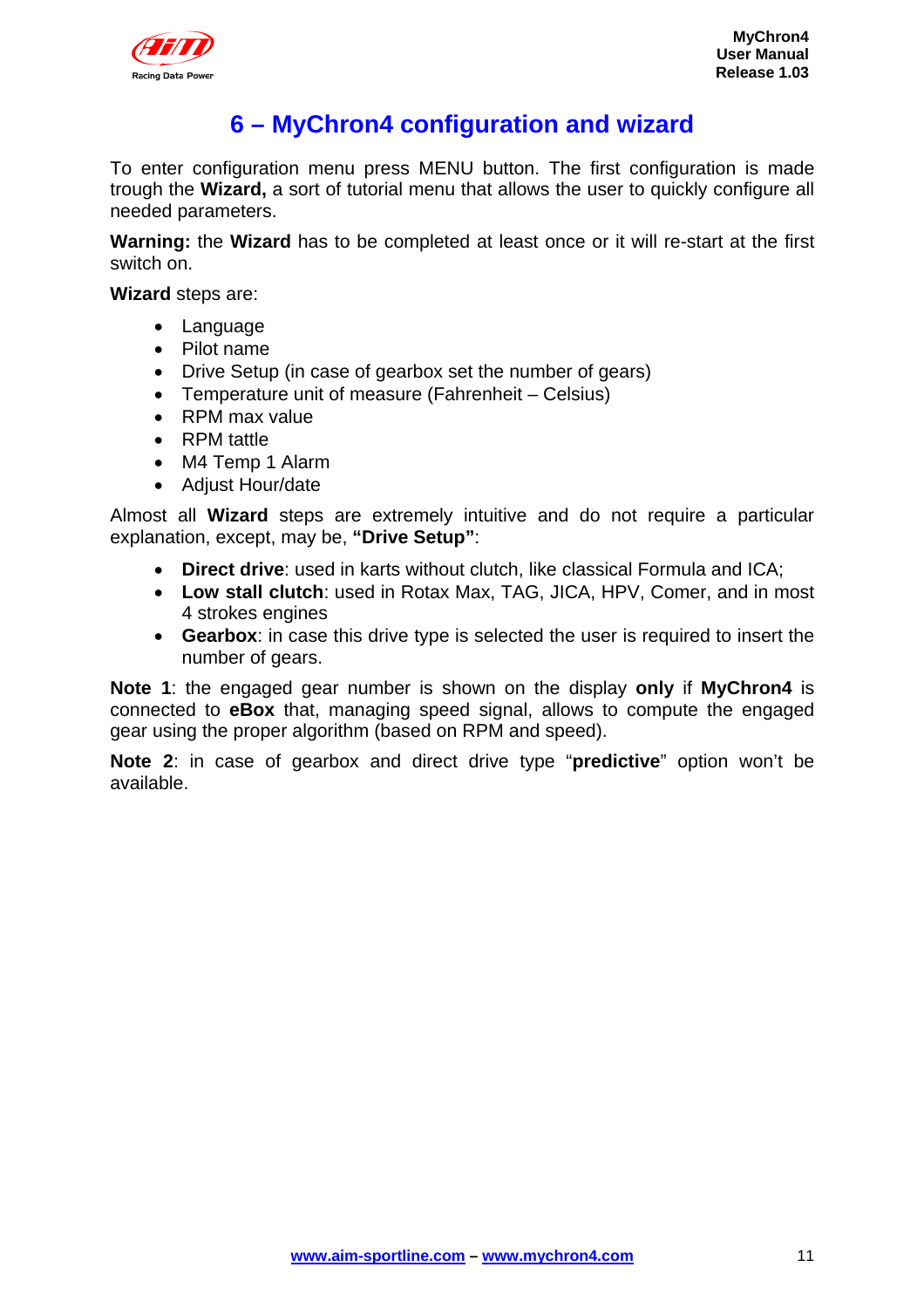# 6 – MyChron4 configuration and wizard

To enter configuration menu press MENU button. The first configuration is made trough the **Wizard,** a sort of tutorial menu that allows the user to quickly configure all needed parameters.

**Warning:** the **Wizard** has to be completed at least once or it will re-start at the first switch on.

**Wizard** steps are:

- Language
- Pilot name
- Drive Setup (in case of gearbox set the number of gears)
- Temperature unit of measure (Fahrenheit – Celsius)
- RPM max value
- RPM tattle
- M4 Temp 1 Alarm
- Adjust Hour/date

Almost all **Wizard** steps are extremely intuitive and do not require a particular explanation, except, may be, **"Drive Setup"**:

- **Direct drive**: used in karts without clutch, like classical Formula and ICA;
- **Low stall clutch**: used in Rotax Max, TAG, JICA, HPV, Comer, and in most 4 strokes engines
- **Gearbox**: in case this drive type is selected the user is required to insert the number of gears.

**Note 1**: the engaged gear number is shown on the display **only** if **MyChron4** is connected to **eBox** that, managing speed signal, allows to compute the engaged gear using the proper algorithm (based on RPM and speed).

**Note 2**: in case of gearbox and direct drive type "**predictive**" option won't be available.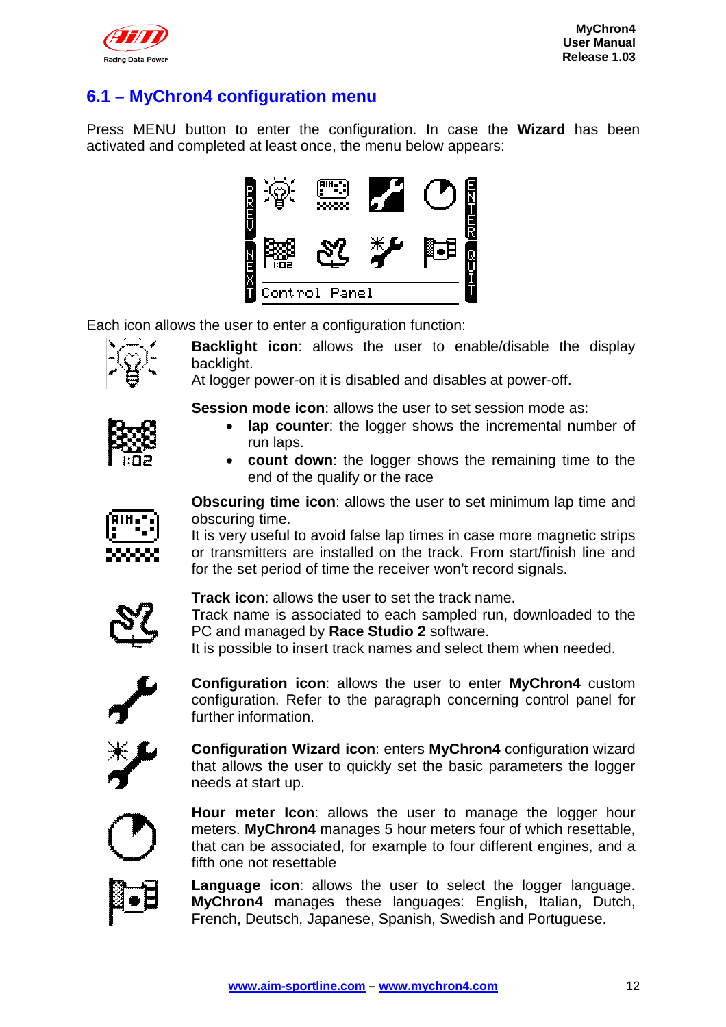## 6.1 – MyChron4 configuration menu

Press MENU button to enter the configuration. In case the **Wizard** has been activated and completed at least once, the menu below appears:

Each icon allows the user to enter a configuration function:

**Backlight icon**: allows the user to enable/disable the display backlight.
At logger power-on it is disabled and disables at power-off.

**Session mode icon**: allows the user to set session mode as:

- **lap counter**: the logger shows the incremental number of run laps.
- **count down**: the logger shows the remaining time to the end of the qualify or the race

**Obscuring time icon**: allows the user to set minimum lap time and obscuring time.
It is very useful to avoid false lap times in case more magnetic strips or transmitters are installed on the track. From start/finish line and for the set period of time the receiver won't record signals.

**Track icon**: allows the user to set the track name.
Track name is associated to each sampled run, downloaded to the PC and managed by **Race Studio 2** software.
It is possible to insert track names and select them when needed.

**Configuration icon**: allows the user to enter **MyChron4** custom configuration. Refer to the paragraph concerning control panel for further information.

**Configuration Wizard icon**: enters **MyChron4** configuration wizard that allows the user to quickly set the basic parameters the logger needs at start up.

**Hour meter Icon**: allows the user to manage the logger hour meters. **MyChron4** manages 5 hour meters four of which resettable, that can be associated, for example to four different engines, and a fifth one not resettable

**Language icon**: allows the user to select the logger language. **MyChron4** manages these languages: English, Italian, Dutch, French, Deutsch, Japanese, Spanish, Swedish and Portuguese.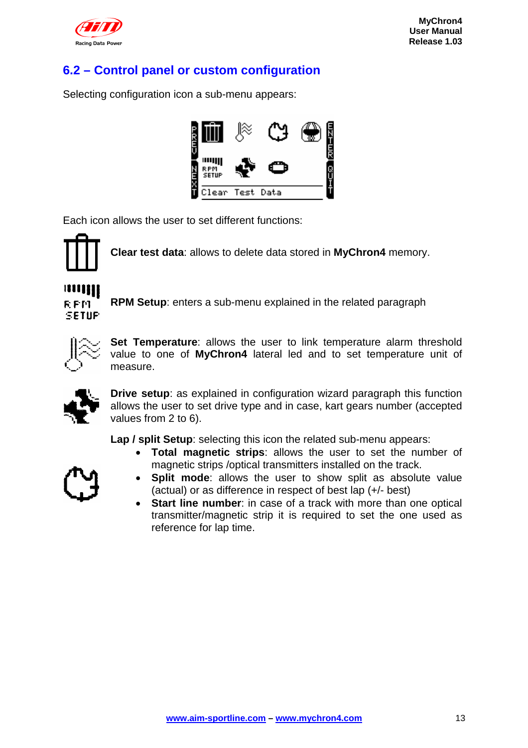## 6.2 – Control panel or custom configuration

Selecting configuration icon a sub-menu appears:

Each icon allows the user to set different functions:

**Clear test data**: allows to delete data stored in **MyChron4** memory.

**RPM Setup**: enters a sub-menu explained in the related paragraph

**Set Temperature**: allows the user to link temperature alarm threshold value to one of **MyChron4** lateral led and to set temperature unit of measure.

**Drive setup**: as explained in configuration wizard paragraph this function allows the user to set drive type and in case, kart gears number (accepted values from 2 to 6).

**Lap / split Setup**: selecting this icon the related sub-menu appears:

- **Total magnetic strips**: allows the user to set the number of magnetic strips /optical transmitters installed on the track.
- **Split mode**: allows the user to show split as absolute value (actual) or as difference in respect of best lap (+/- best)
- **Start line number**: in case of a track with more than one optical transmitter/magnetic strip it is required to set the one used as reference for lap time.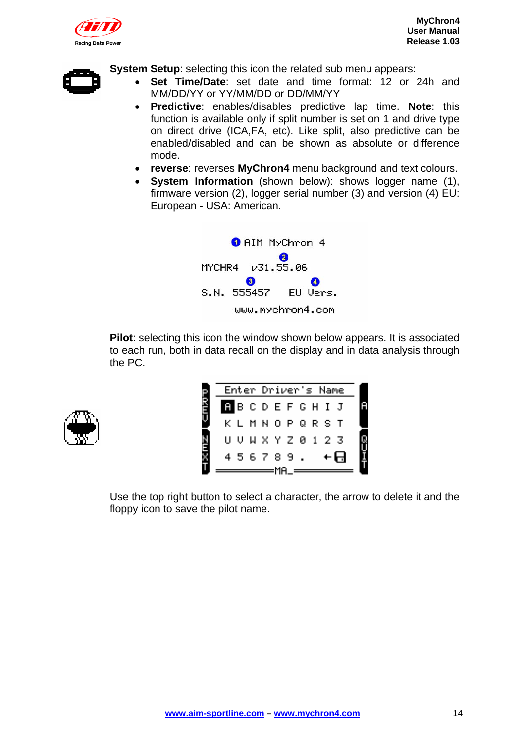**System Setup**: selecting this icon the related sub menu appears:

- **Set Time/Date**: set date and time format: 12 or 24h and MM/DD/YY or YY/MM/DD or DD/MM/YY
- **Predictive**: enables/disables predictive lap time. **Note**: this function is available only if split number is set on 1 and drive type on direct drive (ICA,FA, etc). Like split, also predictive can be enabled/disabled and can be shown as absolute or difference mode.
- **reverse**: reverses **MyChron4** menu background and text colours.
- **System Information** (shown below): shows logger name (1), firmware version (2), logger serial number (3) and version (4) EU: European - USA: American.

**Pilot**: selecting this icon the window shown below appears. It is associated to each run, both in data recall on the display and in data analysis through the PC.

Use the top right button to select a character, the arrow to delete it and the floppy icon to save the pilot name.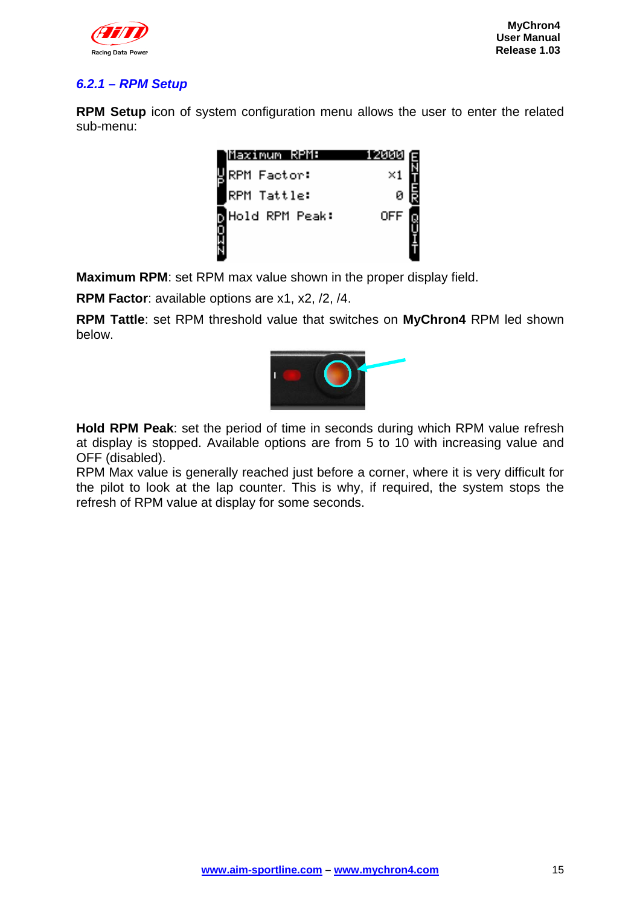### 6.2.1 – RPM Setup

**RPM Setup** icon of system configuration menu allows the user to enter the related sub-menu:

**Maximum RPM**: set RPM max value shown in the proper display field.

**RPM Factor**: available options are x1, x2, /2, /4.

**RPM Tattle**: set RPM threshold value that switches on **MyChron4** RPM led shown below.

**Hold RPM Peak**: set the period of time in seconds during which RPM value refresh at display is stopped. Available options are from 5 to 10 with increasing value and OFF (disabled).
RPM Max value is generally reached just before a corner, where it is very difficult for the pilot to look at the lap counter. This is why, if required, the system stops the refresh of RPM value at display for some seconds.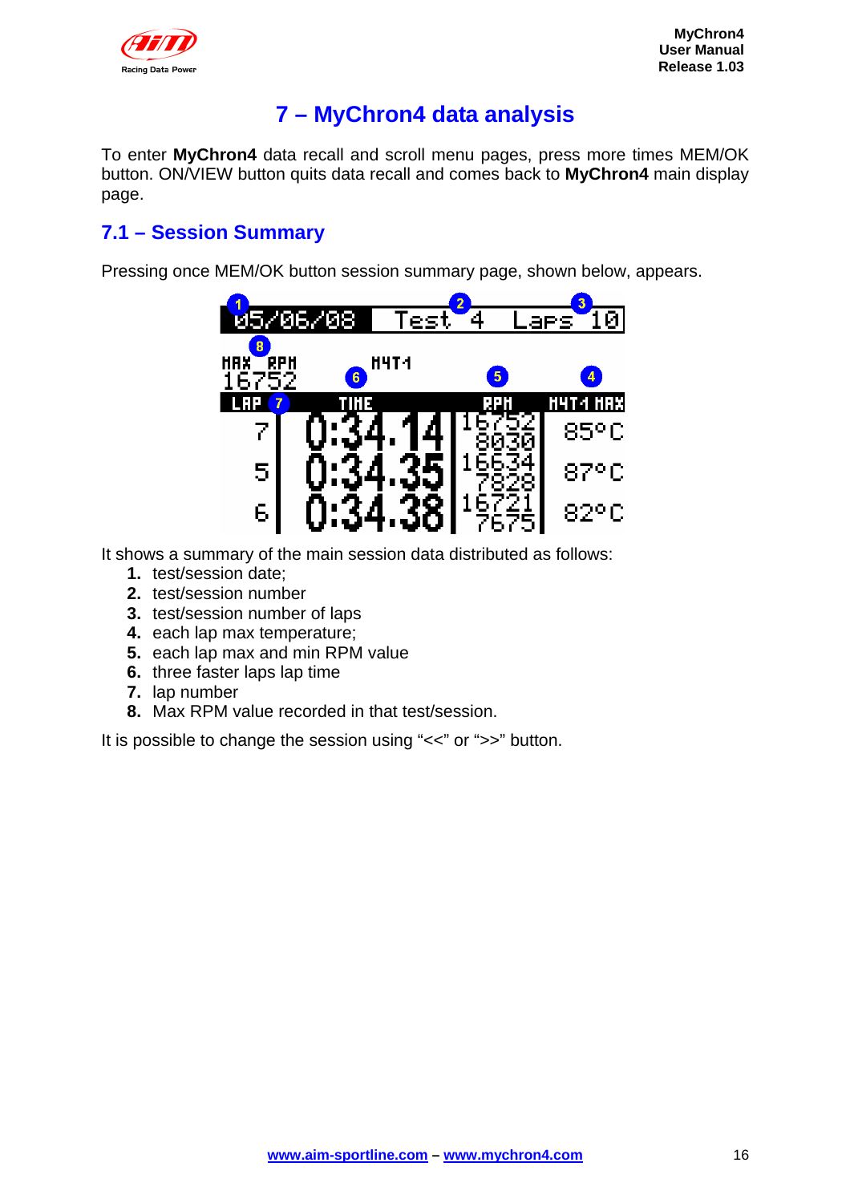# 7 – MyChron4 data analysis

To enter **MyChron4** data recall and scroll menu pages, press more times MEM/OK button. ON/VIEW button quits data recall and comes back to **MyChron4** main display page.

## 7.1 – Session Summary

Pressing once MEM/OK button session summary page, shown below, appears.

It shows a summary of the main session data distributed as follows:

1. test/session date;
2. test/session number
3. test/session number of laps
4. each lap max temperature;
5. each lap max and min RPM value
6. three faster laps lap time
7. lap number
8. Max RPM value recorded in that test/session.

It is possible to change the session using "<<" or ">>" button.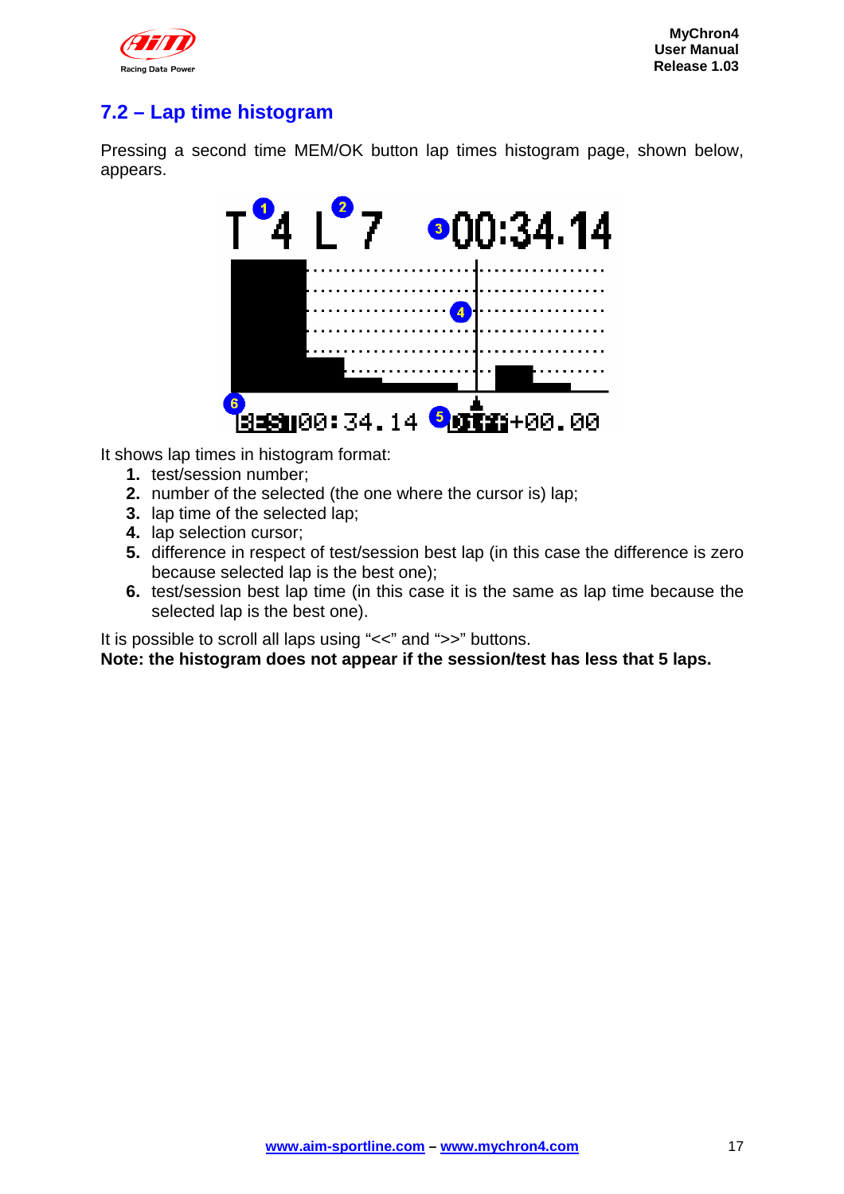## 7.2 – Lap time histogram

Pressing a second time MEM/OK button lap times histogram page, shown below, appears.

It shows lap times in histogram format:

1. test/session number;
2. number of the selected (the one where the cursor is) lap;
3. lap time of the selected lap;
4. lap selection cursor;
5. difference in respect of test/session best lap (in this case the difference is zero because selected lap is the best one);
6. test/session best lap time (in this case it is the same as lap time because the selected lap is the best one).

It is possible to scroll all laps using "<<" and ">>" buttons.

**Note: the histogram does not appear if the session/test has less that 5 laps.**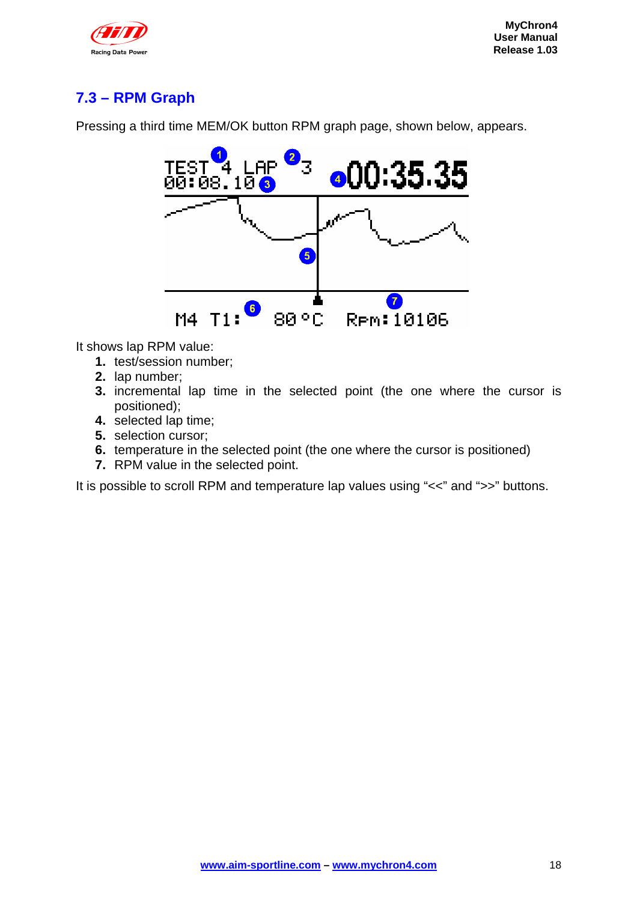## 7.3 – RPM Graph

Pressing a third time MEM/OK button RPM graph page, shown below, appears.

It shows lap RPM value:

1. test/session number;
2. lap number;
3. incremental lap time in the selected point (the one where the cursor is positioned);
4. selected lap time;
5. selection cursor;
6. temperature in the selected point (the one where the cursor is positioned)
7. RPM value in the selected point.

It is possible to scroll RPM and temperature lap values using “<<” and “>>” buttons.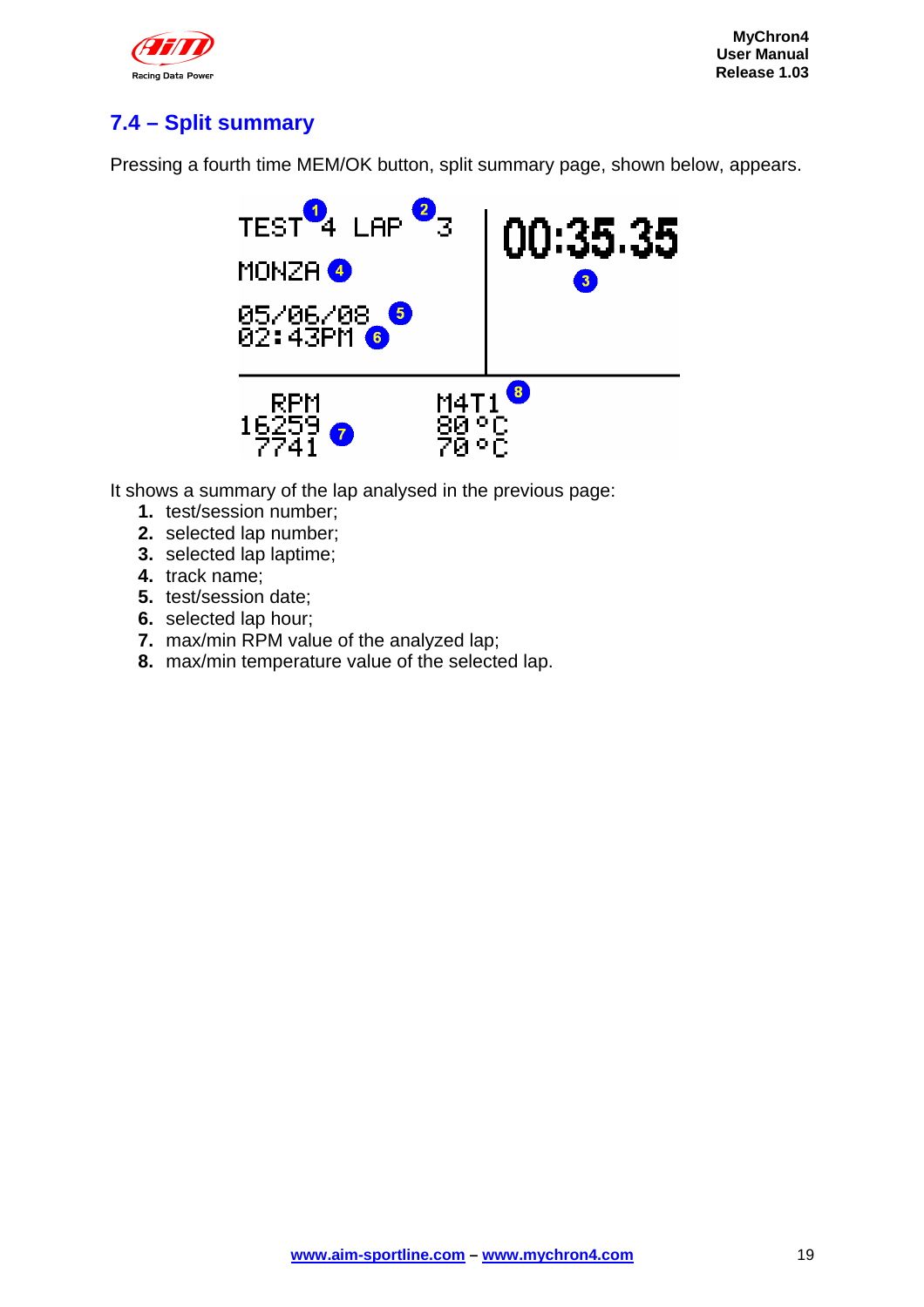## 7.4 – Split summary

Pressing a fourth time MEM/OK button, split summary page, shown below, appears.

It shows a summary of the lap analysed in the previous page:

1. test/session number;
2. selected lap number;
3. selected lap laptime;
4. track name;
5. test/session date;
6. selected lap hour;
7. max/min RPM value of the analyzed lap;
8. max/min temperature value of the selected lap.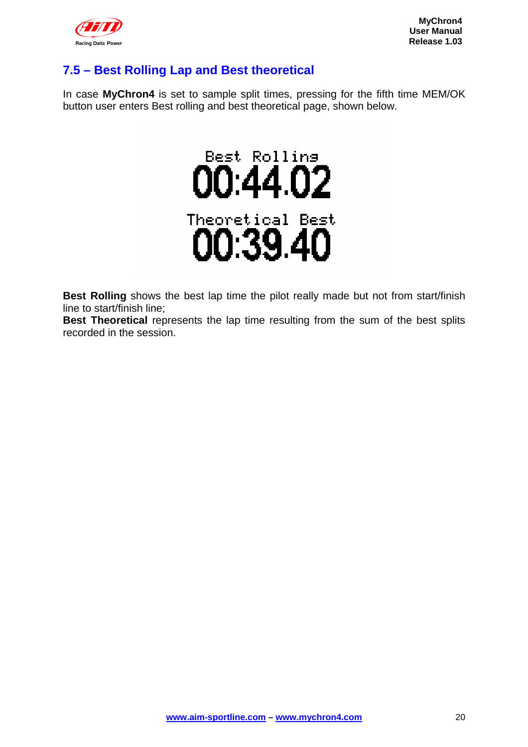## 7.5 – Best Rolling Lap and Best theoretical

In case **MyChron4** is set to sample split times, pressing for the fifth time MEM/OK button user enters Best rolling and best theoretical page, shown below.

Best Rolling
00:44.02

Theoretical Best
00:39.40

**Best Rolling** shows the best lap time the pilot really made but not from start/finish line to start/finish line;
**Best Theoretical** represents the lap time resulting from the sum of the best splits recorded in the session.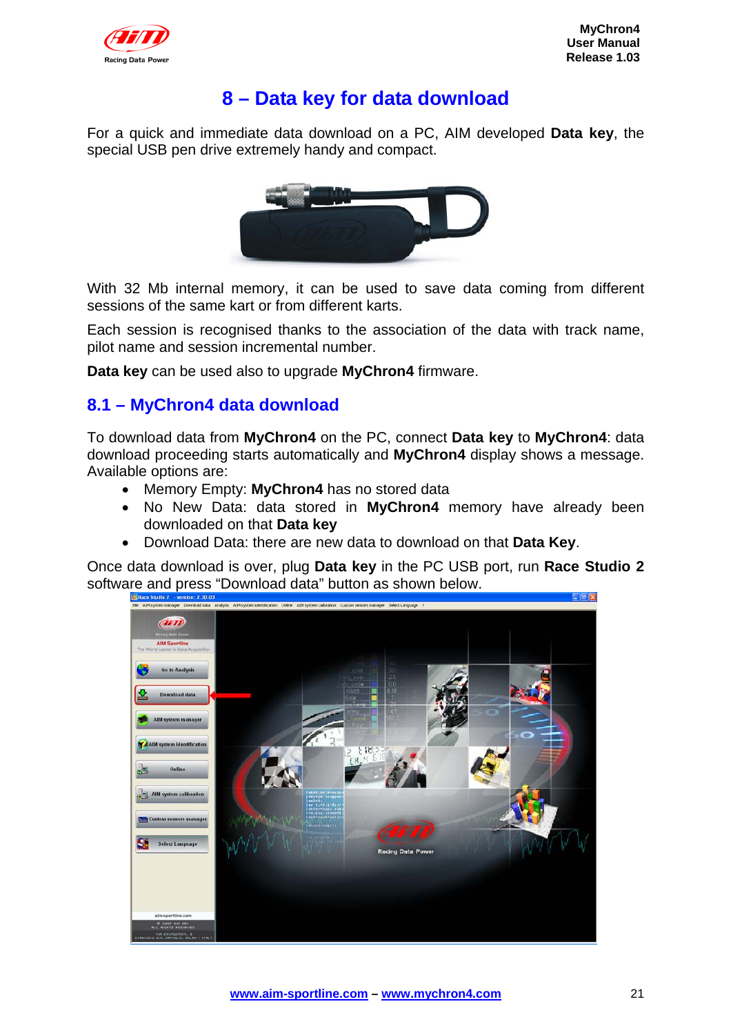# 8 – Data key for data download

For a quick and immediate data download on a PC, AIM developed **Data key**, the special USB pen drive extremely handy and compact.

With 32 Mb internal memory, it can be used to save data coming from different sessions of the same kart or from different karts.

Each session is recognised thanks to the association of the data with track name, pilot name and session incremental number.

**Data key** can be used also to upgrade **MyChron4** firmware.

## 8.1 – MyChron4 data download

To download data from **MyChron4** on the PC, connect **Data key** to **MyChron4**: data download proceeding starts automatically and **MyChron4** display shows a message. Available options are:

- Memory Empty: **MyChron4** has no stored data
- No New Data: data stored in **MyChron4** memory have already been downloaded on that **Data key**
- Download Data: there are new data to download on that **Data Key**.

Once data download is over, plug **Data key** in the PC USB port, run **Race Studio 2** software and press "Download data" button as shown below.

[www.aim-sportline.com](http://www.aim-sportline.com) – [www.mychron4.com](http://www.mychron4.com)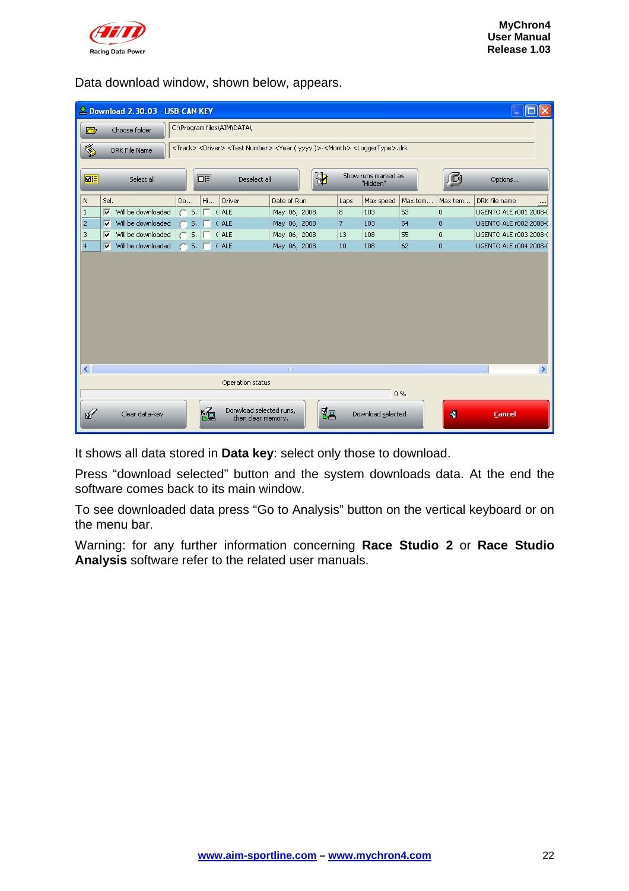Data download window, shown below, appears.

Download 2.30.03 - USB-CAN KEY

Choose folder: C:\Program files\AIM\DATA\

DRK File Name: <Track> <Driver> <Test Number> <Year ( yyyy )>-<Month> <LoggerType>.drk

Select all | Deselect all | Show runs marked as "Hidden" | Options...

| N | Sel. | Do... | Hi... | Driver | Date of Run | Laps | Max speed | Max tem... | Max tem... | DRK file name |
|---|---|---|---|---|---|---|---|---|---|---|
| 1 | Will be downloaded | S. | | ALE | May 06, 2008 | 8 | 103 | 53 | 0 | UGENTO ALE r001 2008-( |
| 2 | Will be downloaded | S. | | ALE | May 06, 2008 | 7 | 103 | 54 | 0 | UGENTO ALE r002 2008-( |
| 3 | Will be downloaded | S. | | ALE | May 06, 2008 | 13 | 108 | 55 | 0 | UGENTO ALE r003 2008-( |
| 4 | Will be downloaded | S. | | ALE | May 06, 2008 | 10 | 108 | 62 | 0 | UGENTO ALE r004 2008-( |

Operation status

0 %

Clear data-key | Donwload selected runs, then clear memory. | Download selected | Cancel

It shows all data stored in **Data key**: select only those to download.

Press “download selected” button and the system downloads data. At the end the software comes back to its main window.

To see downloaded data press “Go to Analysis” button on the vertical keyboard or on the menu bar.

Warning: for any further information concerning **Race Studio 2** or **Race Studio Analysis** software refer to the related user manuals.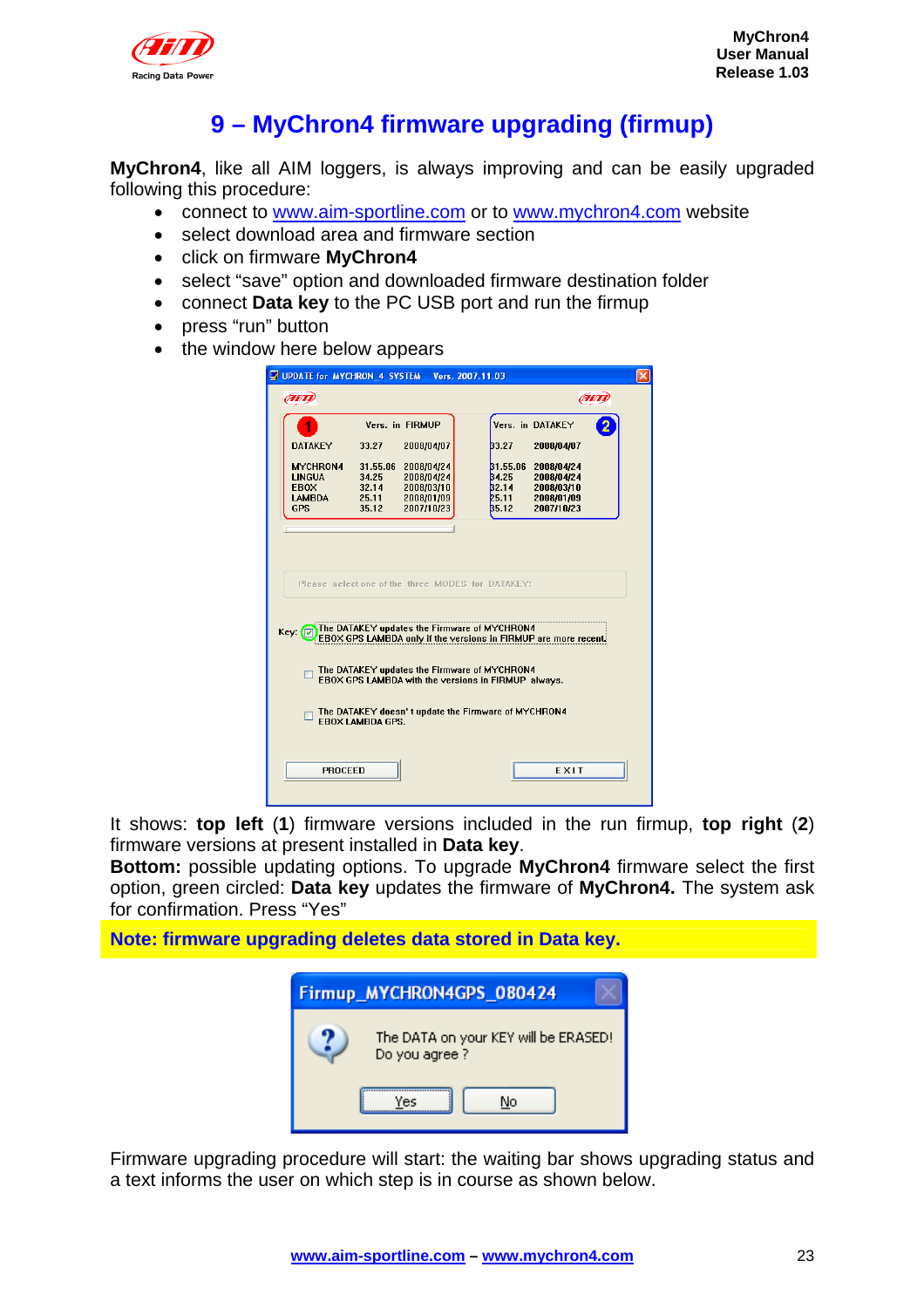# 9 – MyChron4 firmware upgrading (firmup)

**MyChron4**, like all AIM loggers, is always improving and can be easily upgraded following this procedure:

- connect to www.aim-sportline.com or to www.mychron4.com website
- select download area and firmware section
- click on firmware **MyChron4**
- select "save" option and downloaded firmware destination folder
- connect **Data key** to the PC USB port and run the firmup
- press "run" button
- the window here below appears

It shows: **top left** (**1**) firmware versions included in the run firmup, **top right** (**2**) firmware versions at present installed in **Data key**.

**Bottom:** possible updating options. To upgrade **MyChron4** firmware select the first option, green circled: **Data key** updates the firmware of **MyChron4.** The system ask for confirmation. Press "Yes"

**Note: firmware upgrading deletes data stored in Data key.**

Firmware upgrading procedure will start: the waiting bar shows upgrading status and a text informs the user on which step is in course as shown below.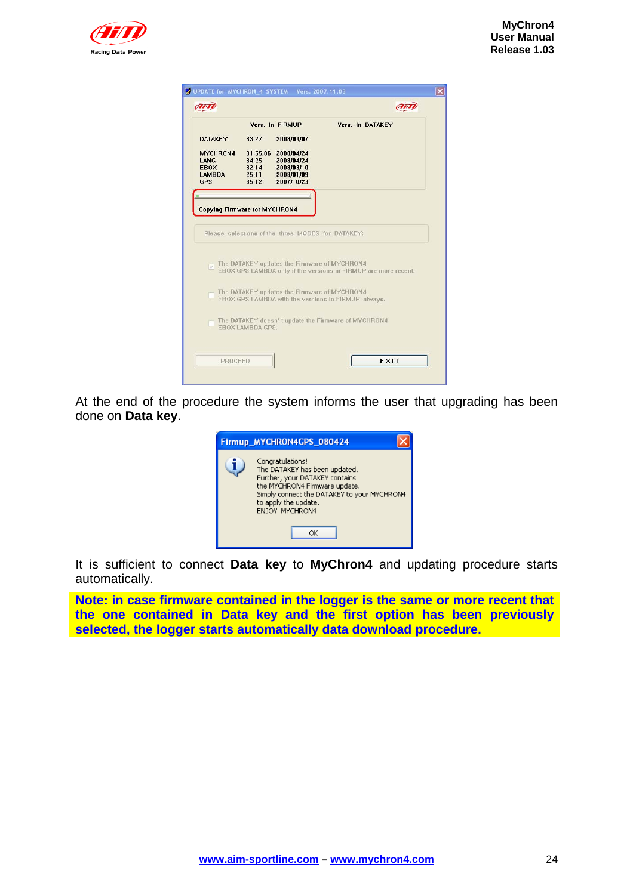At the end of the procedure the system informs the user that upgrading has been done on **Data key**.

It is sufficient to connect **Data key** to **MyChron4** and updating procedure starts automatically.

**Note: in case firmware contained in the logger is the same or more recent that the one contained in Data key and the first option has been previously selected, the logger starts automatically data download procedure.**

www.aim-sportline.com – www.mychron4.com